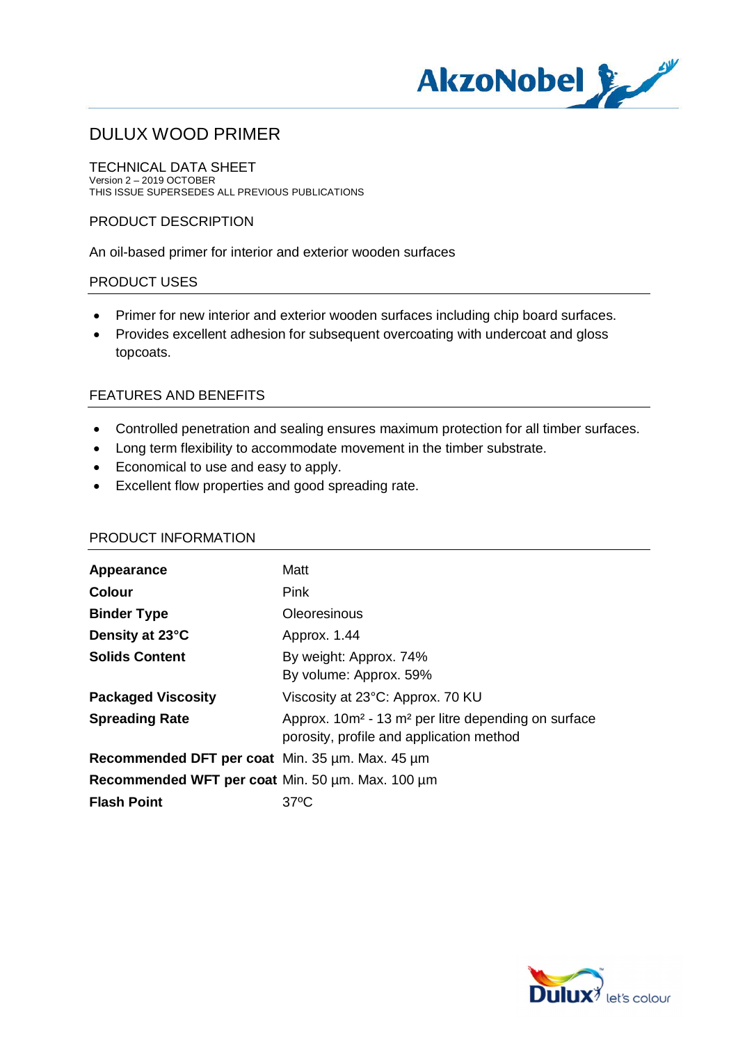# DULUX WOOD PRIMER

## TECHNICAL DATA SHEET

Version 2 – 2019 OCTOBER
THIS ISSUE SUPERSEDES ALL PREVIOUS PUBLICATIONS

## PRODUCT DESCRIPTION

An oil-based primer for interior and exterior wooden surfaces

## PRODUCT USES

- Primer for new interior and exterior wooden surfaces including chip board surfaces.
- Provides excellent adhesion for subsequent overcoating with undercoat and gloss topcoats.

## FEATURES AND BENEFITS

- Controlled penetration and sealing ensures maximum protection for all timber surfaces.
- Long term flexibility to accommodate movement in the timber substrate.
- Economical to use and easy to apply.
- Excellent flow properties and good spreading rate.

## PRODUCT INFORMATION

| | |
|---|---|
| **Appearance** | Matt |
| **Colour** | Pink |
| **Binder Type** | Oleoresinous |
| **Density at 23°C** | Approx. 1.44 |
| **Solids Content** | By weight: Approx. 74%<br>By volume: Approx. 59% |
| **Packaged Viscosity** | Viscosity at 23°C: Approx. 70 KU |
| **Spreading Rate** | Approx. 10m² - 13 m² per litre depending on surface porosity, profile and application method |
| **Recommended DFT per coat** | Min. 35 µm. Max. 45 µm |
| **Recommended WFT per coat** | Min. 50 µm. Max. 100 µm |
| **Flash Point** | 37ºC |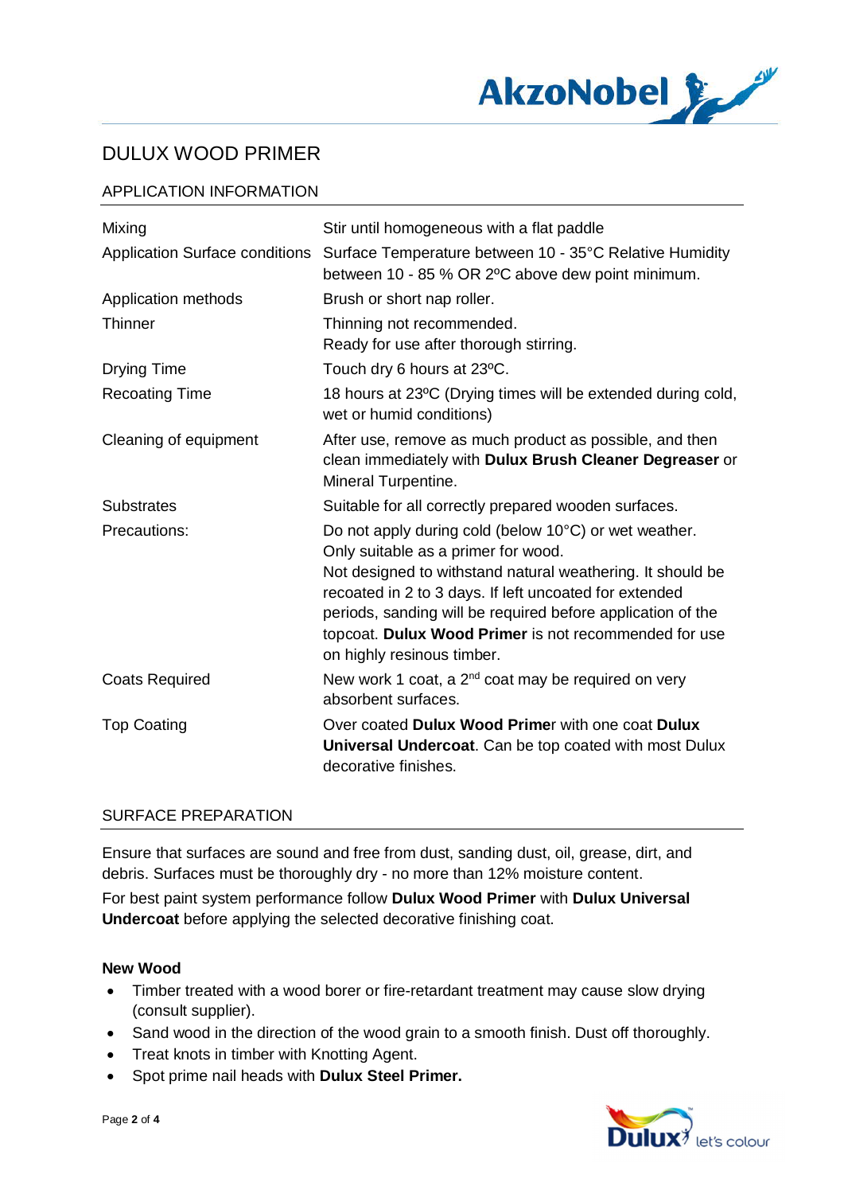# DULUX WOOD PRIMER

## APPLICATION INFORMATION

| | |
|---|---|
| Mixing | Stir until homogeneous with a flat paddle |
| Application Surface conditions | Surface Temperature between 10 - 35°C Relative Humidity between 10 - 85 % OR 2ºC above dew point minimum. |
| Application methods | Brush or short nap roller. |
| Thinner | Thinning not recommended.<br>Ready for use after thorough stirring. |
| Drying Time | Touch dry 6 hours at 23ºC. |
| Recoating Time | 18 hours at 23ºC (Drying times will be extended during cold, wet or humid conditions) |
| Cleaning of equipment | After use, remove as much product as possible, and then clean immediately with **Dulux Brush Cleaner Degreaser** or Mineral Turpentine. |
| Substrates | Suitable for all correctly prepared wooden surfaces. |
| Precautions: | Do not apply during cold (below 10°C) or wet weather.<br>Only suitable as a primer for wood.<br>Not designed to withstand natural weathering. It should be recoated in 2 to 3 days. If left uncoated for extended periods, sanding will be required before application of the topcoat. **Dulux Wood Primer** is not recommended for use on highly resinous timber. |
| Coats Required | New work 1 coat, a 2nd coat may be required on very absorbent surfaces. |
| Top Coating | Over coated **Dulux Wood Prime**r with one coat **Dulux Universal Undercoat**. Can be top coated with most Dulux decorative finishes. |

## SURFACE PREPARATION

Ensure that surfaces are sound and free from dust, sanding dust, oil, grease, dirt, and debris. Surfaces must be thoroughly dry - no more than 12% moisture content.

For best paint system performance follow **Dulux Wood Primer** with **Dulux Universal Undercoat** before applying the selected decorative finishing coat.

### New Wood

- Timber treated with a wood borer or fire-retardant treatment may cause slow drying (consult supplier).
- Sand wood in the direction of the wood grain to a smooth finish. Dust off thoroughly.
- Treat knots in timber with Knotting Agent.
- Spot prime nail heads with **Dulux Steel Primer.**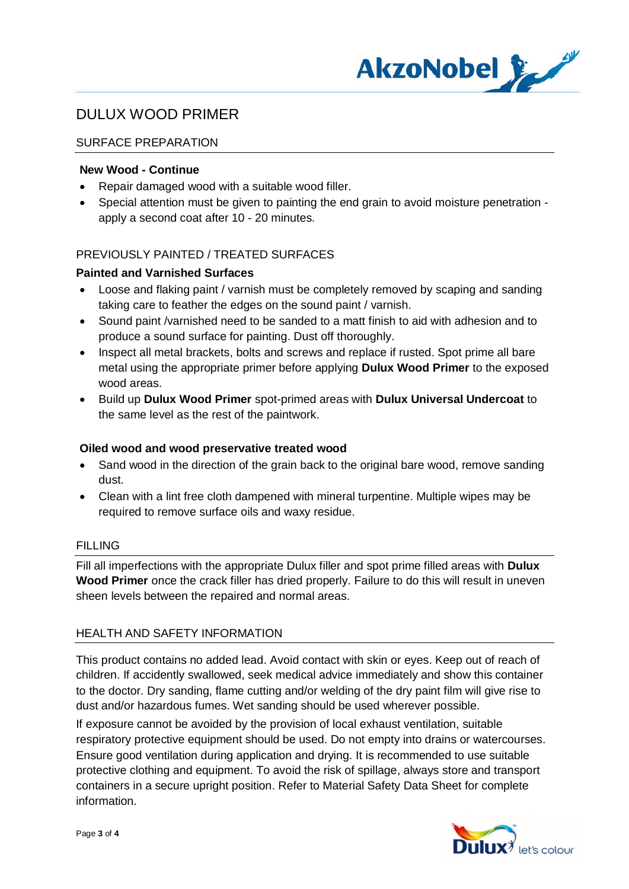# DULUX WOOD PRIMER

## SURFACE PREPARATION

**New Wood - Continue**

- Repair damaged wood with a suitable wood filler.
- Special attention must be given to painting the end grain to avoid moisture penetration - apply a second coat after 10 - 20 minutes.

## PREVIOUSLY PAINTED / TREATED SURFACES

**Painted and Varnished Surfaces**

- Loose and flaking paint / varnish must be completely removed by scaping and sanding taking care to feather the edges on the sound paint / varnish.
- Sound paint /varnished need to be sanded to a matt finish to aid with adhesion and to produce a sound surface for painting. Dust off thoroughly.
- Inspect all metal brackets, bolts and screws and replace if rusted. Spot prime all bare metal using the appropriate primer before applying **Dulux Wood Primer** to the exposed wood areas.
- Build up **Dulux Wood Primer** spot-primed areas with **Dulux Universal Undercoat** to the same level as the rest of the paintwork.

**Oiled wood and wood preservative treated wood**

- Sand wood in the direction of the grain back to the original bare wood, remove sanding dust.
- Clean with a lint free cloth dampened with mineral turpentine. Multiple wipes may be required to remove surface oils and waxy residue.

## FILLING

Fill all imperfections with the appropriate Dulux filler and spot prime filled areas with **Dulux Wood Primer** once the crack filler has dried properly. Failure to do this will result in uneven sheen levels between the repaired and normal areas.

## HEALTH AND SAFETY INFORMATION

This product contains no added lead. Avoid contact with skin or eyes. Keep out of reach of children. If accidently swallowed, seek medical advice immediately and show this container to the doctor. Dry sanding, flame cutting and/or welding of the dry paint film will give rise to dust and/or hazardous fumes. Wet sanding should be used wherever possible.

If exposure cannot be avoided by the provision of local exhaust ventilation, suitable respiratory protective equipment should be used. Do not empty into drains or watercourses. Ensure good ventilation during application and drying. It is recommended to use suitable protective clothing and equipment. To avoid the risk of spillage, always store and transport containers in a secure upright position. Refer to Material Safety Data Sheet for complete information.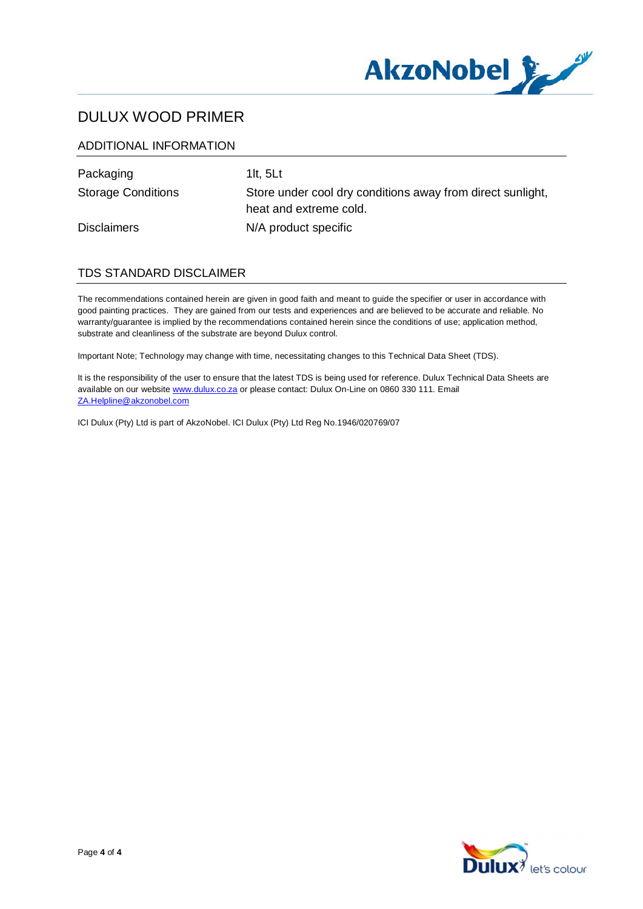# DULUX WOOD PRIMER

## ADDITIONAL INFORMATION

| | |
|---|---|
| Packaging | 1lt, 5Lt |
| Storage Conditions | Store under cool dry conditions away from direct sunlight, heat and extreme cold. |
| Disclaimers | N/A product specific |

## TDS STANDARD DISCLAIMER

The recommendations contained herein are given in good faith and meant to guide the specifier or user in accordance with good painting practices. They are gained from our tests and experiences and are believed to be accurate and reliable. No warranty/guarantee is implied by the recommendations contained herein since the conditions of use; application method, substrate and cleanliness of the substrate are beyond Dulux control.

Important Note; Technology may change with time, necessitating changes to this Technical Data Sheet (TDS).

It is the responsibility of the user to ensure that the latest TDS is being used for reference. Dulux Technical Data Sheets are available on our website www.dulux.co.za or please contact: Dulux On-Line on 0860 330 111. Email ZA.Helpline@akzonobel.com

ICI Dulux (Pty) Ltd is part of AkzoNobel. ICI Dulux (Pty) Ltd Reg No.1946/020769/07